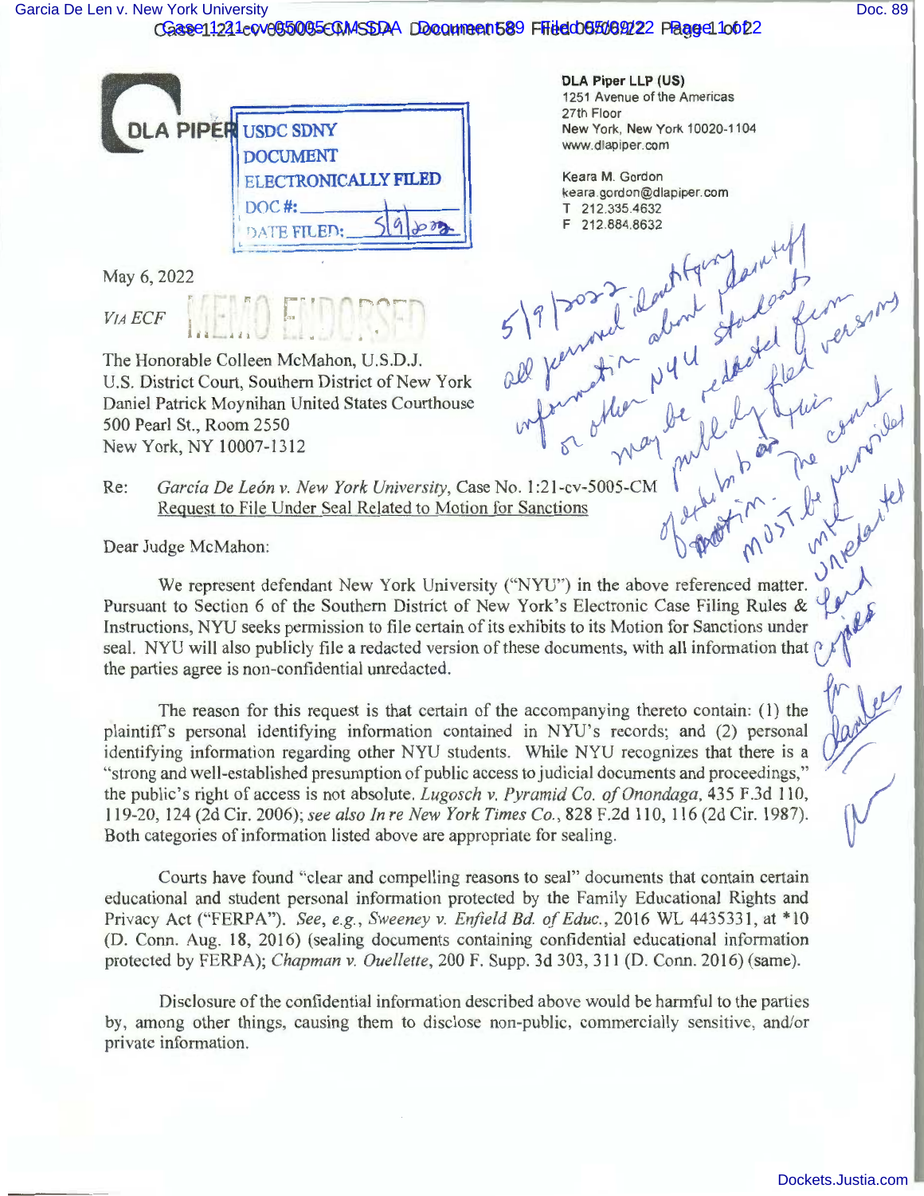DLA PIPER

USDC SDNY
DOCUMENT
ELECTRONICALLY FILED
DOC #: \_\_\_\_
DATE FILED: 5/9/2022

DLA Piper LLP (US)
1251 Avenue of the Americas
27th Floor
New York, New York 10020-1104
www.dlapiper.com

Keara M. Gordon
keara.gordon@dlapiper.com
T 212.335.4632
F 212.884.8632

May 6, 2022

*VIA ECF*

MEMO ENDORSED

5/9/2022 – all personal identifying information about plaintiff or other NYU students may be redacted from versions filed publicly for this motion. The court MUST be provided with unredacted copies for chambers.

CM

The Honorable Colleen McMahon, U.S.D.J.
U.S. District Court, Southern District of New York
Daniel Patrick Moynihan United States Courthouse
500 Pearl St., Room 2550
New York, NY 10007-1312

Re: *García De León v. New York University*, Case No. 1:21-cv-5005-CM
Request to File Under Seal Related to Motion for Sanctions

Dear Judge McMahon:

We represent defendant New York University ("NYU") in the above referenced matter. Pursuant to Section 6 of the Southern District of New York's Electronic Case Filing Rules & Instructions, NYU seeks permission to file certain of its exhibits to its Motion for Sanctions under seal. NYU will also publicly file a redacted version of these documents, with all information that the parties agree is non-confidential unredacted.

The reason for this request is that certain of the accompanying thereto contain: (1) the plaintiff's personal identifying information contained in NYU's records; and (2) personal identifying information regarding other NYU students. While NYU recognizes that there is a "strong and well-established presumption of public access to judicial documents and proceedings," the public's right of access is not absolute. *Lugosch v. Pyramid Co. of Onondaga*, 435 F.3d 110, 119-20, 124 (2d Cir. 2006); *see also In re New York Times Co.*, 828 F.2d 110, 116 (2d Cir. 1987). Both categories of information listed above are appropriate for sealing.

Courts have found "clear and compelling reasons to seal" documents that contain certain educational and student personal information protected by the Family Educational Rights and Privacy Act ("FERPA"). *See, e.g.*, *Sweeney v. Enfield Bd. of Educ.*, 2016 WL 4435331, at \*10 (D. Conn. Aug. 18, 2016) (sealing documents containing confidential educational information protected by FERPA); *Chapman v. Ouellette*, 200 F. Supp. 3d 303, 311 (D. Conn. 2016) (same).

Disclosure of the confidential information described above would be harmful to the parties by, among other things, causing them to disclose non-public, commercially sensitive, and/or private information.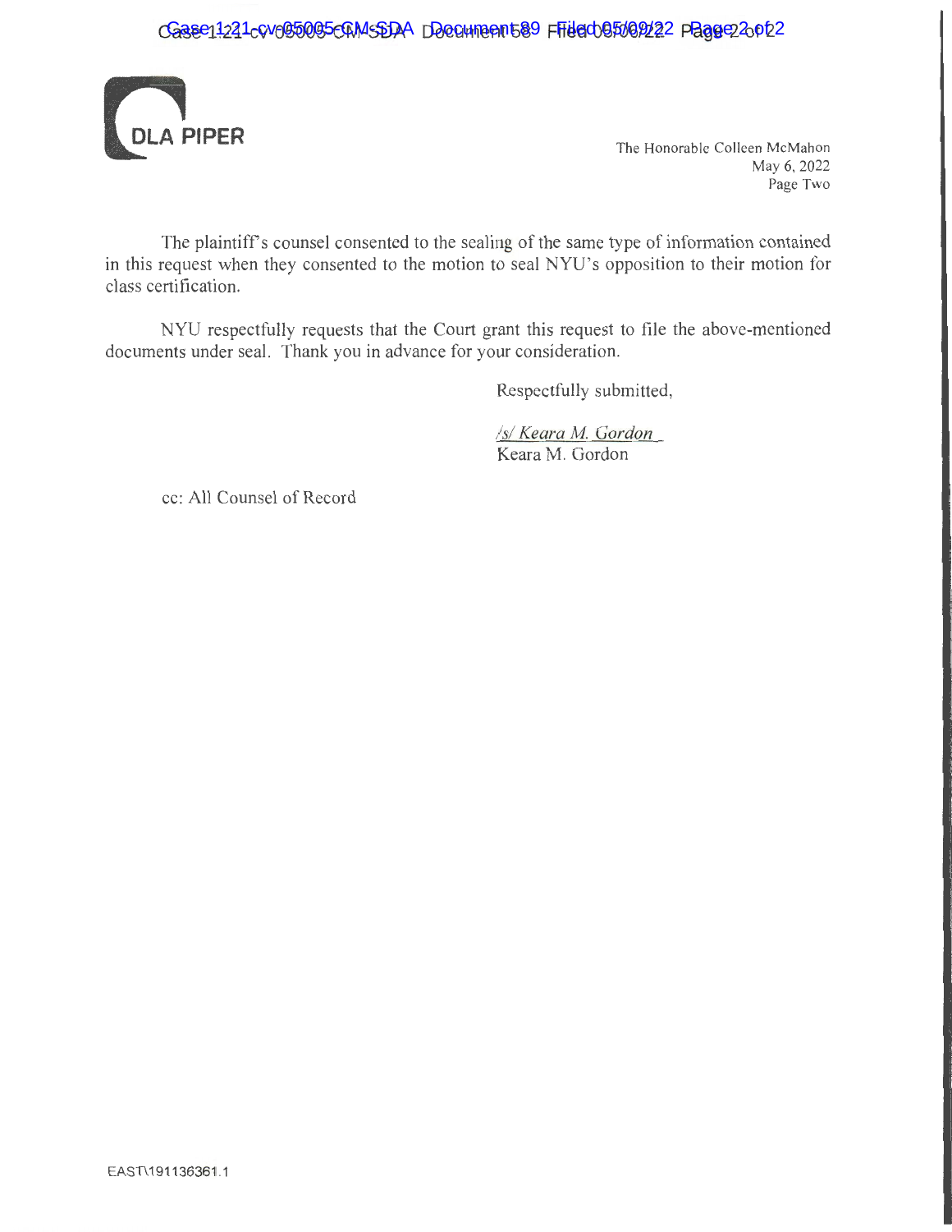The Honorable Colleen McMahon
May 6, 2022
Page Two

The plaintiff's counsel consented to the sealing of the same type of information contained in this request when they consented to the motion to seal NYU's opposition to their motion for class certification.

NYU respectfully requests that the Court grant this request to file the above-mentioned documents under seal. Thank you in advance for your consideration.

Respectfully submitted,

*/s/ Keara M. Gordon*
Keara M. Gordon

cc: All Counsel of Record

EAST\191136361.1